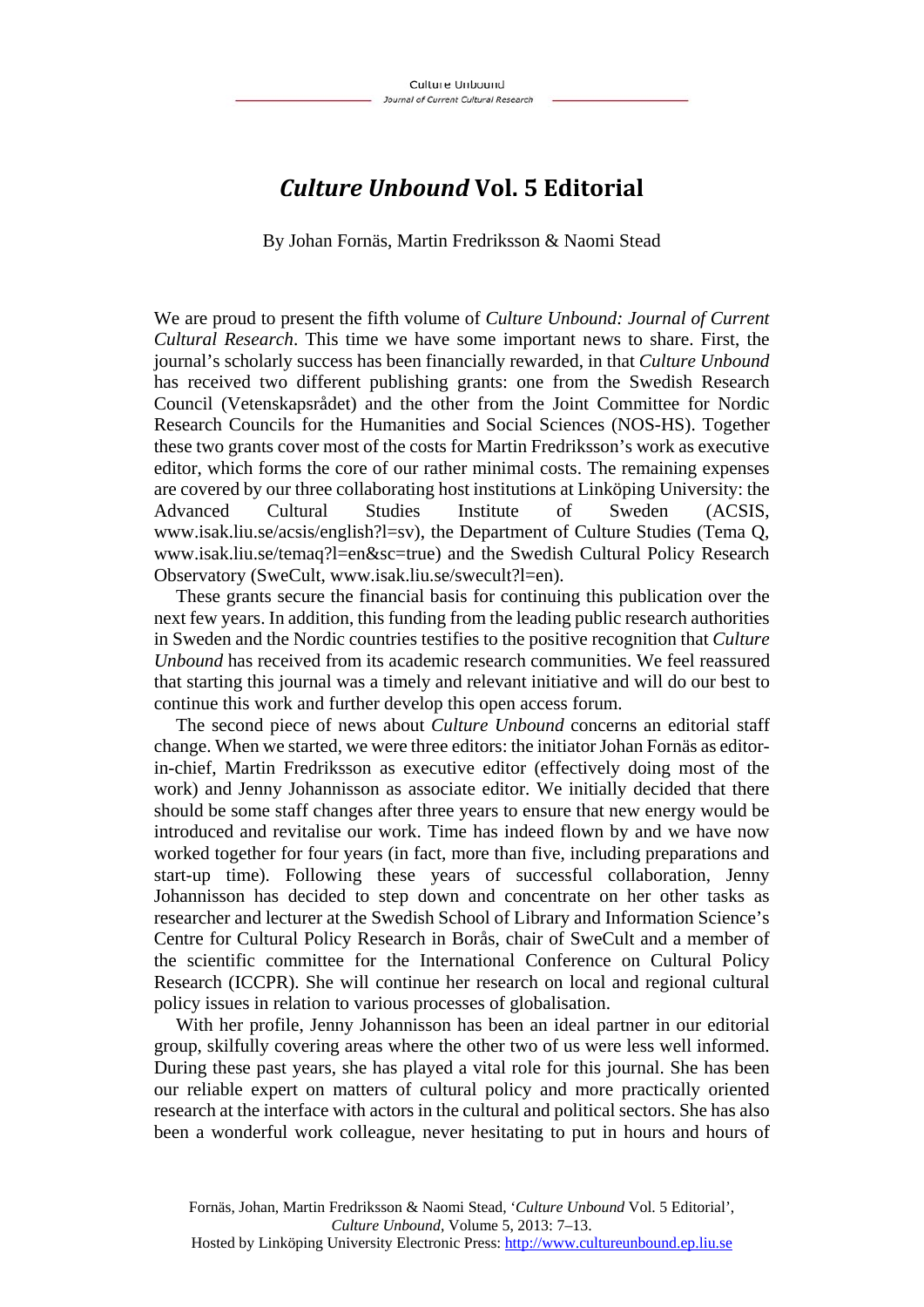# *Culture Unbound* Vol. 5 Editorial

By Johan Fornäs, Martin Fredriksson & Naomi Stead

We are proud to present the fifth volume of *Culture Unbound: Journal of Current Cultural Research*. This time we have some important news to share. First, the journal's scholarly success has been financially rewarded, in that *Culture Unbound* has received two different publishing grants: one from the Swedish Research Council (Vetenskapsrådet) and the other from the Joint Committee for Nordic Research Councils for the Humanities and Social Sciences (NOS-HS). Together these two grants cover most of the costs for Martin Fredriksson's work as executive editor, which forms the core of our rather minimal costs. The remaining expenses are covered by our three collaborating host institutions at Linköping University: the Advanced Cultural Studies Institute of Sweden (ACSIS, www.isak.liu.se/acsis/english?l=sv), the Department of Culture Studies (Tema Q, www.isak.liu.se/temaq?l=en&sc=true) and the Swedish Cultural Policy Research Observatory (SweCult, www.isak.liu.se/swecult?l=en).

These grants secure the financial basis for continuing this publication over the next few years. In addition, this funding from the leading public research authorities in Sweden and the Nordic countries testifies to the positive recognition that *Culture Unbound* has received from its academic research communities. We feel reassured that starting this journal was a timely and relevant initiative and will do our best to continue this work and further develop this open access forum.

The second piece of news about *Culture Unbound* concerns an editorial staff change. When we started, we were three editors: the initiator Johan Fornäs as editor-in-chief, Martin Fredriksson as executive editor (effectively doing most of the work) and Jenny Johannisson as associate editor. We initially decided that there should be some staff changes after three years to ensure that new energy would be introduced and revitalise our work. Time has indeed flown by and we have now worked together for four years (in fact, more than five, including preparations and start-up time). Following these years of successful collaboration, Jenny Johannisson has decided to step down and concentrate on her other tasks as researcher and lecturer at the Swedish School of Library and Information Science's Centre for Cultural Policy Research in Borås, chair of SweCult and a member of the scientific committee for the International Conference on Cultural Policy Research (ICCPR). She will continue her research on local and regional cultural policy issues in relation to various processes of globalisation.

With her profile, Jenny Johannisson has been an ideal partner in our editorial group, skilfully covering areas where the other two of us were less well informed. During these past years, she has played a vital role for this journal. She has been our reliable expert on matters of cultural policy and more practically oriented research at the interface with actors in the cultural and political sectors. She has also been a wonderful work colleague, never hesitating to put in hours and hours of

Fornäs, Johan, Martin Fredriksson & Naomi Stead, '*Culture Unbound* Vol. 5 Editorial', *Culture Unbound*, Volume 5, 2013: 7–13.
Hosted by Linköping University Electronic Press: http://www.cultureunbound.ep.liu.se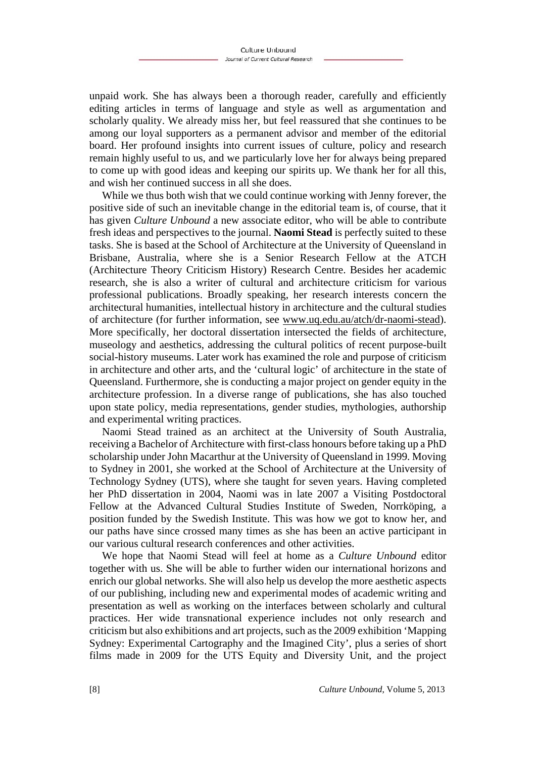unpaid work. She has always been a thorough reader, carefully and efficiently editing articles in terms of language and style as well as argumentation and scholarly quality. We already miss her, but feel reassured that she continues to be among our loyal supporters as a permanent advisor and member of the editorial board. Her profound insights into current issues of culture, policy and research remain highly useful to us, and we particularly love her for always being prepared to come up with good ideas and keeping our spirits up. We thank her for all this, and wish her continued success in all she does.

While we thus both wish that we could continue working with Jenny forever, the positive side of such an inevitable change in the editorial team is, of course, that it has given *Culture Unbound* a new associate editor, who will be able to contribute fresh ideas and perspectives to the journal. **Naomi Stead** is perfectly suited to these tasks. She is based at the School of Architecture at the University of Queensland in Brisbane, Australia, where she is a Senior Research Fellow at the ATCH (Architecture Theory Criticism History) Research Centre. Besides her academic research, she is also a writer of cultural and architecture criticism for various professional publications. Broadly speaking, her research interests concern the architectural humanities, intellectual history in architecture and the cultural studies of architecture (for further information, see www.uq.edu.au/atch/dr-naomi-stead). More specifically, her doctoral dissertation intersected the fields of architecture, museology and aesthetics, addressing the cultural politics of recent purpose-built social-history museums. Later work has examined the role and purpose of criticism in architecture and other arts, and the 'cultural logic' of architecture in the state of Queensland. Furthermore, she is conducting a major project on gender equity in the architecture profession. In a diverse range of publications, she has also touched upon state policy, media representations, gender studies, mythologies, authorship and experimental writing practices.

Naomi Stead trained as an architect at the University of South Australia, receiving a Bachelor of Architecture with first-class honours before taking up a PhD scholarship under John Macarthur at the University of Queensland in 1999. Moving to Sydney in 2001, she worked at the School of Architecture at the University of Technology Sydney (UTS), where she taught for seven years. Having completed her PhD dissertation in 2004, Naomi was in late 2007 a Visiting Postdoctoral Fellow at the Advanced Cultural Studies Institute of Sweden, Norrköping, a position funded by the Swedish Institute. This was how we got to know her, and our paths have since crossed many times as she has been an active participant in our various cultural research conferences and other activities.

We hope that Naomi Stead will feel at home as a *Culture Unbound* editor together with us. She will be able to further widen our international horizons and enrich our global networks. She will also help us develop the more aesthetic aspects of our publishing, including new and experimental modes of academic writing and presentation as well as working on the interfaces between scholarly and cultural practices. Her wide transnational experience includes not only research and criticism but also exhibitions and art projects, such as the 2009 exhibition 'Mapping Sydney: Experimental Cartography and the Imagined City', plus a series of short films made in 2009 for the UTS Equity and Diversity Unit, and the project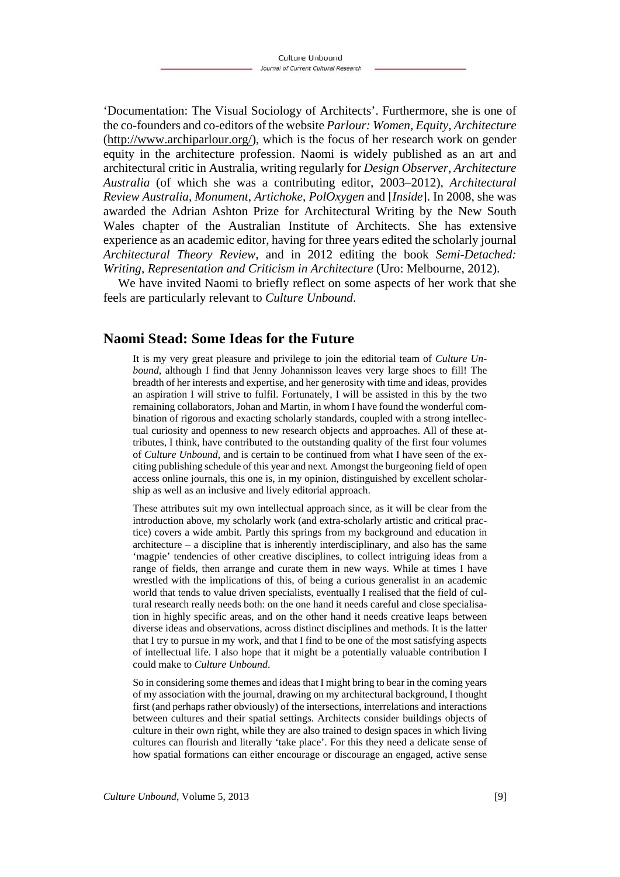'Documentation: The Visual Sociology of Architects'. Furthermore, she is one of the co-founders and co-editors of the website *Parlour: Women, Equity, Architecture* (http://www.archiparlour.org/), which is the focus of her research work on gender equity in the architecture profession. Naomi is widely published as an art and architectural critic in Australia, writing regularly for *Design Observer*, *Architecture Australia* (of which she was a contributing editor, 2003–2012), *Architectural Review Australia*, *Monument*, *Artichoke*, *PolOxygen* and [*Inside*]. In 2008, she was awarded the Adrian Ashton Prize for Architectural Writing by the New South Wales chapter of the Australian Institute of Architects. She has extensive experience as an academic editor, having for three years edited the scholarly journal *Architectural Theory Review*, and in 2012 editing the book *Semi-Detached: Writing, Representation and Criticism in Architecture* (Uro: Melbourne, 2012).

We have invited Naomi to briefly reflect on some aspects of her work that she feels are particularly relevant to *Culture Unbound*.

## Naomi Stead: Some Ideas for the Future

It is my very great pleasure and privilege to join the editorial team of *Culture Unbound*, although I find that Jenny Johannisson leaves very large shoes to fill! The breadth of her interests and expertise, and her generosity with time and ideas, provides an aspiration I will strive to fulfil. Fortunately, I will be assisted in this by the two remaining collaborators, Johan and Martin, in whom I have found the wonderful combination of rigorous and exacting scholarly standards, coupled with a strong intellectual curiosity and openness to new research objects and approaches. All of these attributes, I think, have contributed to the outstanding quality of the first four volumes of *Culture Unbound*, and is certain to be continued from what I have seen of the exciting publishing schedule of this year and next. Amongst the burgeoning field of open access online journals, this one is, in my opinion, distinguished by excellent scholarship as well as an inclusive and lively editorial approach.

These attributes suit my own intellectual approach since, as it will be clear from the introduction above, my scholarly work (and extra-scholarly artistic and critical practice) covers a wide ambit. Partly this springs from my background and education in architecture – a discipline that is inherently interdisciplinary, and also has the same 'magpie' tendencies of other creative disciplines, to collect intriguing ideas from a range of fields, then arrange and curate them in new ways. While at times I have wrestled with the implications of this, of being a curious generalist in an academic world that tends to value driven specialists, eventually I realised that the field of cultural research really needs both: on the one hand it needs careful and close specialisation in highly specific areas, and on the other hand it needs creative leaps between diverse ideas and observations, across distinct disciplines and methods. It is the latter that I try to pursue in my work, and that I find to be one of the most satisfying aspects of intellectual life. I also hope that it might be a potentially valuable contribution I could make to *Culture Unbound*.

So in considering some themes and ideas that I might bring to bear in the coming years of my association with the journal, drawing on my architectural background, I thought first (and perhaps rather obviously) of the intersections, interrelations and interactions between cultures and their spatial settings. Architects consider buildings objects of culture in their own right, while they are also trained to design spaces in which living cultures can flourish and literally 'take place'. For this they need a delicate sense of how spatial formations can either encourage or discourage an engaged, active sense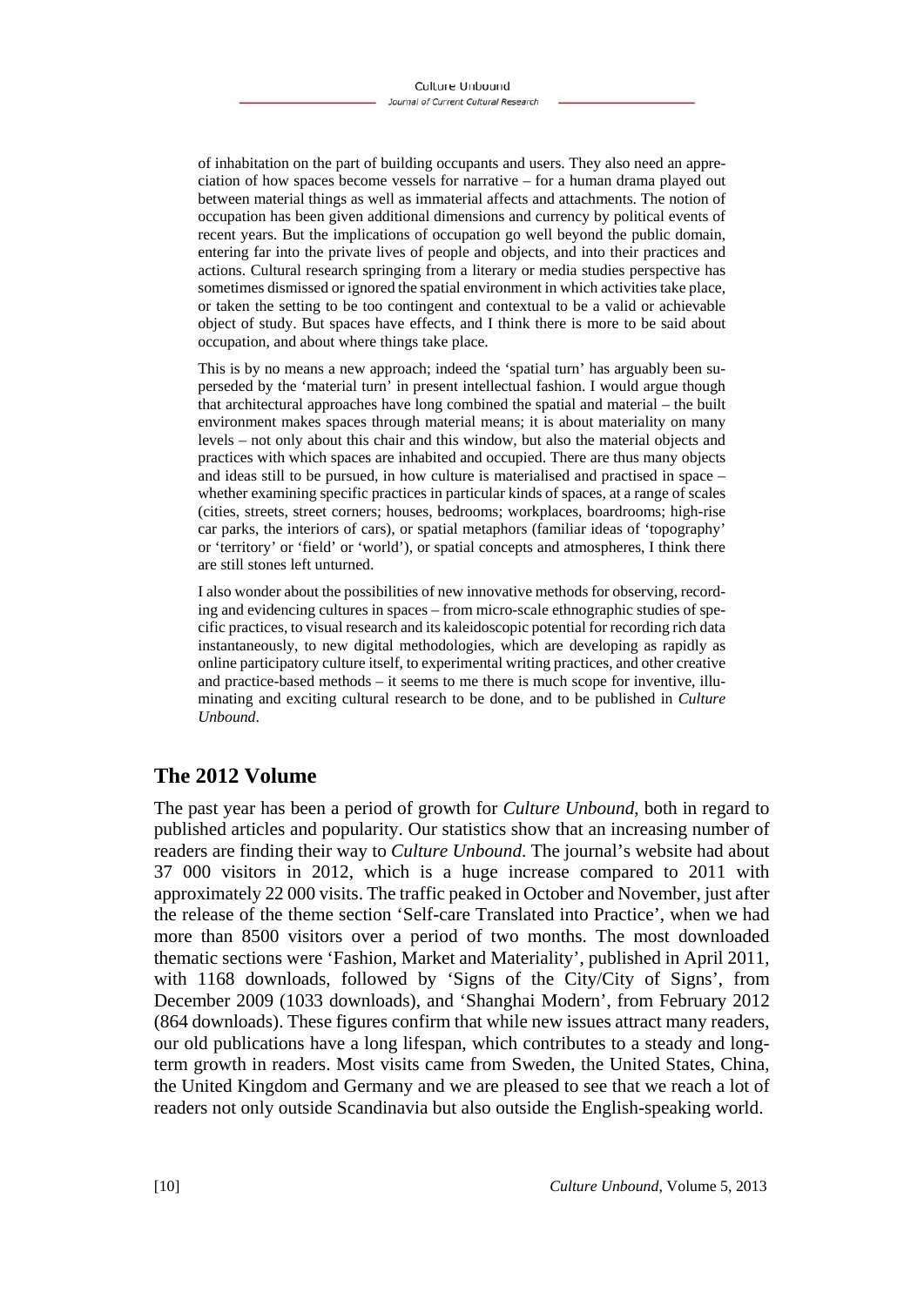of inhabitation on the part of building occupants and users. They also need an appreciation of how spaces become vessels for narrative – for a human drama played out between material things as well as immaterial affects and attachments. The notion of occupation has been given additional dimensions and currency by political events of recent years. But the implications of occupation go well beyond the public domain, entering far into the private lives of people and objects, and into their practices and actions. Cultural research springing from a literary or media studies perspective has sometimes dismissed or ignored the spatial environment in which activities take place, or taken the setting to be too contingent and contextual to be a valid or achievable object of study. But spaces have effects, and I think there is more to be said about occupation, and about where things take place.

This is by no means a new approach; indeed the 'spatial turn' has arguably been superseded by the 'material turn' in present intellectual fashion. I would argue though that architectural approaches have long combined the spatial and material – the built environment makes spaces through material means; it is about materiality on many levels – not only about this chair and this window, but also the material objects and practices with which spaces are inhabited and occupied. There are thus many objects and ideas still to be pursued, in how culture is materialised and practised in space – whether examining specific practices in particular kinds of spaces, at a range of scales (cities, streets, street corners; houses, bedrooms; workplaces, boardrooms; high-rise car parks, the interiors of cars), or spatial metaphors (familiar ideas of 'topography' or 'territory' or 'field' or 'world'), or spatial concepts and atmospheres, I think there are still stones left unturned.

I also wonder about the possibilities of new innovative methods for observing, recording and evidencing cultures in spaces – from micro-scale ethnographic studies of specific practices, to visual research and its kaleidoscopic potential for recording rich data instantaneously, to new digital methodologies, which are developing as rapidly as online participatory culture itself, to experimental writing practices, and other creative and practice-based methods – it seems to me there is much scope for inventive, illuminating and exciting cultural research to be done, and to be published in *Culture Unbound*.

## The 2012 Volume

The past year has been a period of growth for *Culture Unbound*, both in regard to published articles and popularity. Our statistics show that an increasing number of readers are finding their way to *Culture Unbound*. The journal's website had about 37 000 visitors in 2012, which is a huge increase compared to 2011 with approximately 22 000 visits. The traffic peaked in October and November, just after the release of the theme section 'Self-care Translated into Practice', when we had more than 8500 visitors over a period of two months. The most downloaded thematic sections were 'Fashion, Market and Materiality', published in April 2011, with 1168 downloads, followed by 'Signs of the City/City of Signs', from December 2009 (1033 downloads), and 'Shanghai Modern', from February 2012 (864 downloads). These figures confirm that while new issues attract many readers, our old publications have a long lifespan, which contributes to a steady and long-term growth in readers. Most visits came from Sweden, the United States, China, the United Kingdom and Germany and we are pleased to see that we reach a lot of readers not only outside Scandinavia but also outside the English-speaking world.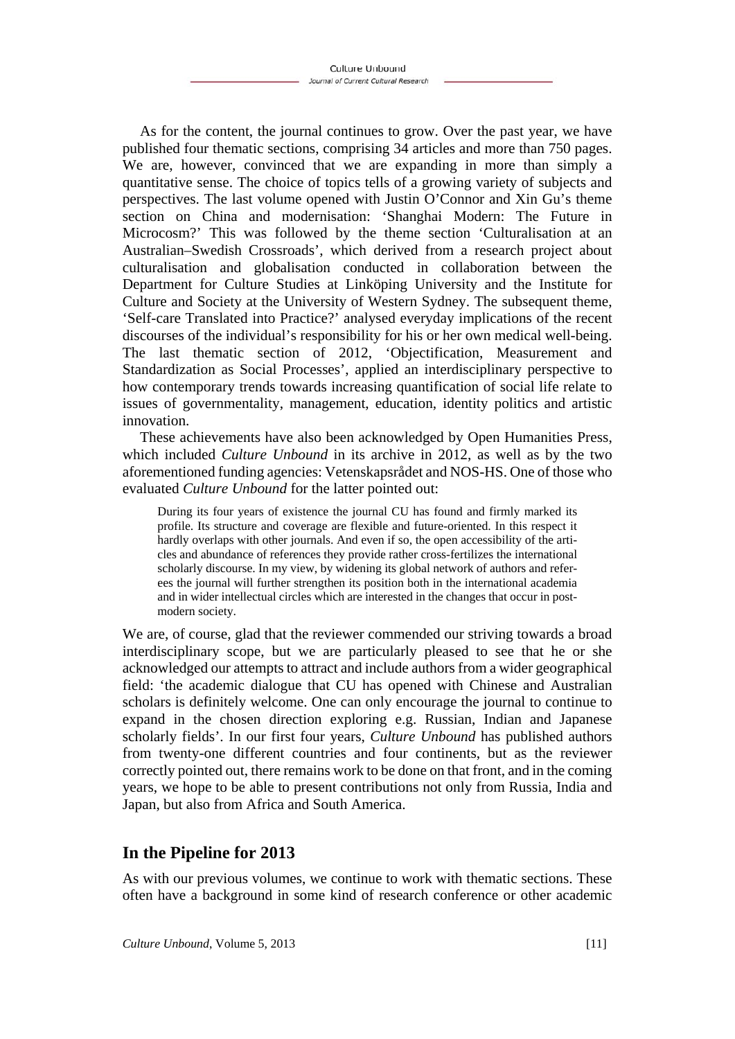As for the content, the journal continues to grow. Over the past year, we have published four thematic sections, comprising 34 articles and more than 750 pages. We are, however, convinced that we are expanding in more than simply a quantitative sense. The choice of topics tells of a growing variety of subjects and perspectives. The last volume opened with Justin O'Connor and Xin Gu's theme section on China and modernisation: 'Shanghai Modern: The Future in Microcosm?' This was followed by the theme section 'Culturalisation at an Australian–Swedish Crossroads', which derived from a research project about culturalisation and globalisation conducted in collaboration between the Department for Culture Studies at Linköping University and the Institute for Culture and Society at the University of Western Sydney. The subsequent theme, 'Self-care Translated into Practice?' analysed everyday implications of the recent discourses of the individual's responsibility for his or her own medical well-being. The last thematic section of 2012, 'Objectification, Measurement and Standardization as Social Processes', applied an interdisciplinary perspective to how contemporary trends towards increasing quantification of social life relate to issues of governmentality, management, education, identity politics and artistic innovation.

These achievements have also been acknowledged by Open Humanities Press, which included *Culture Unbound* in its archive in 2012, as well as by the two aforementioned funding agencies: Vetenskapsrådet and NOS-HS. One of those who evaluated *Culture Unbound* for the latter pointed out:

> During its four years of existence the journal CU has found and firmly marked its profile. Its structure and coverage are flexible and future-oriented. In this respect it hardly overlaps with other journals. And even if so, the open accessibility of the articles and abundance of references they provide rather cross-fertilizes the international scholarly discourse. In my view, by widening its global network of authors and referees the journal will further strengthen its position both in the international academia and in wider intellectual circles which are interested in the changes that occur in post-modern society.

We are, of course, glad that the reviewer commended our striving towards a broad interdisciplinary scope, but we are particularly pleased to see that he or she acknowledged our attempts to attract and include authors from a wider geographical field: 'the academic dialogue that CU has opened with Chinese and Australian scholars is definitely welcome. One can only encourage the journal to continue to expand in the chosen direction exploring e.g. Russian, Indian and Japanese scholarly fields'. In our first four years, *Culture Unbound* has published authors from twenty-one different countries and four continents, but as the reviewer correctly pointed out, there remains work to be done on that front, and in the coming years, we hope to be able to present contributions not only from Russia, India and Japan, but also from Africa and South America.

## In the Pipeline for 2013

As with our previous volumes, we continue to work with thematic sections. These often have a background in some kind of research conference or other academic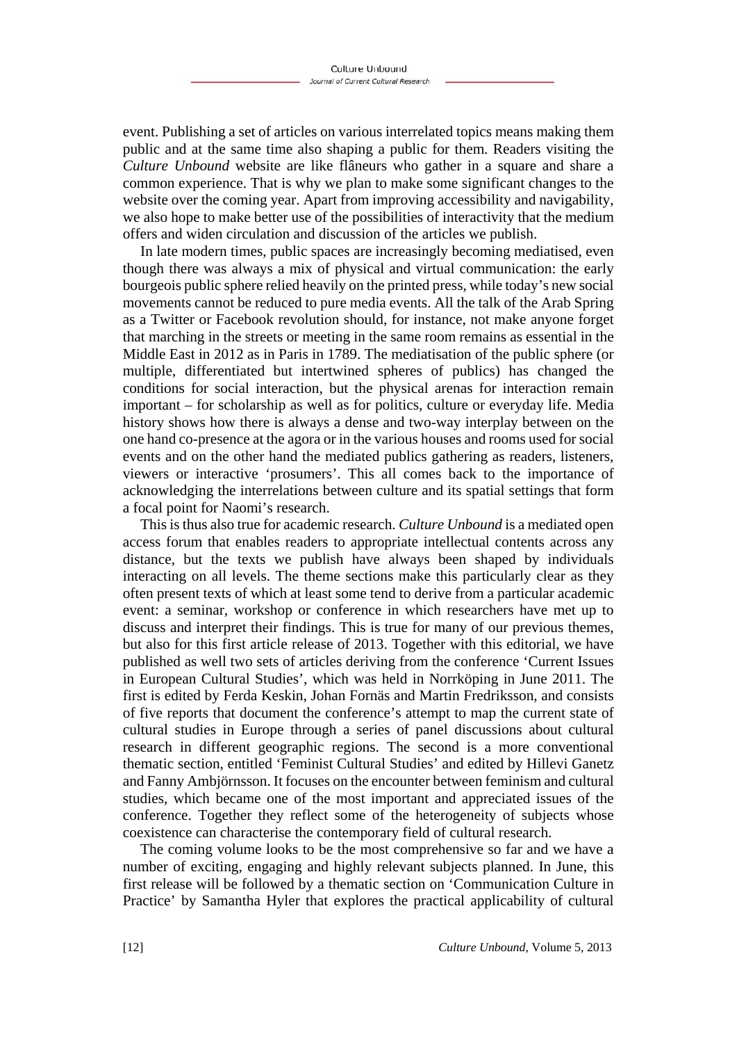event. Publishing a set of articles on various interrelated topics means making them public and at the same time also shaping a public for them. Readers visiting the *Culture Unbound* website are like flâneurs who gather in a square and share a common experience. That is why we plan to make some significant changes to the website over the coming year. Apart from improving accessibility and navigability, we also hope to make better use of the possibilities of interactivity that the medium offers and widen circulation and discussion of the articles we publish.

In late modern times, public spaces are increasingly becoming mediatised, even though there was always a mix of physical and virtual communication: the early bourgeois public sphere relied heavily on the printed press, while today's new social movements cannot be reduced to pure media events. All the talk of the Arab Spring as a Twitter or Facebook revolution should, for instance, not make anyone forget that marching in the streets or meeting in the same room remains as essential in the Middle East in 2012 as in Paris in 1789. The mediatisation of the public sphere (or multiple, differentiated but intertwined spheres of publics) has changed the conditions for social interaction, but the physical arenas for interaction remain important – for scholarship as well as for politics, culture or everyday life. Media history shows how there is always a dense and two-way interplay between on the one hand co-presence at the agora or in the various houses and rooms used for social events and on the other hand the mediated publics gathering as readers, listeners, viewers or interactive 'prosumers'. This all comes back to the importance of acknowledging the interrelations between culture and its spatial settings that form a focal point for Naomi's research.

This is thus also true for academic research. *Culture Unbound* is a mediated open access forum that enables readers to appropriate intellectual contents across any distance, but the texts we publish have always been shaped by individuals interacting on all levels. The theme sections make this particularly clear as they often present texts of which at least some tend to derive from a particular academic event: a seminar, workshop or conference in which researchers have met up to discuss and interpret their findings. This is true for many of our previous themes, but also for this first article release of 2013. Together with this editorial, we have published as well two sets of articles deriving from the conference 'Current Issues in European Cultural Studies', which was held in Norrköping in June 2011. The first is edited by Ferda Keskin, Johan Fornäs and Martin Fredriksson, and consists of five reports that document the conference's attempt to map the current state of cultural studies in Europe through a series of panel discussions about cultural research in different geographic regions. The second is a more conventional thematic section, entitled 'Feminist Cultural Studies' and edited by Hillevi Ganetz and Fanny Ambjörnsson. It focuses on the encounter between feminism and cultural studies, which became one of the most important and appreciated issues of the conference. Together they reflect some of the heterogeneity of subjects whose coexistence can characterise the contemporary field of cultural research.

The coming volume looks to be the most comprehensive so far and we have a number of exciting, engaging and highly relevant subjects planned. In June, this first release will be followed by a thematic section on 'Communication Culture in Practice' by Samantha Hyler that explores the practical applicability of cultural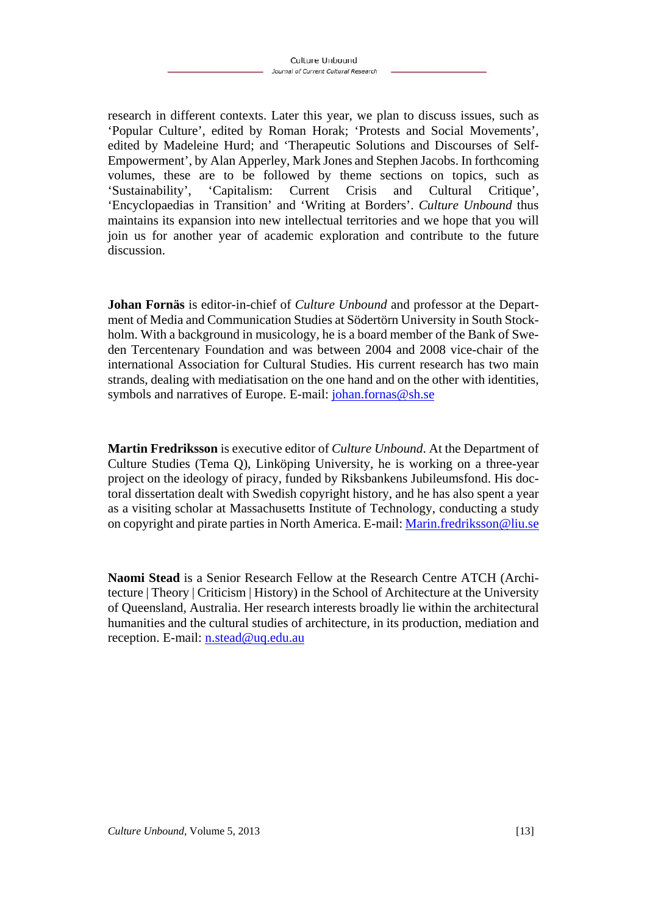research in different contexts. Later this year, we plan to discuss issues, such as 'Popular Culture', edited by Roman Horak; 'Protests and Social Movements', edited by Madeleine Hurd; and 'Therapeutic Solutions and Discourses of Self-Empowerment', by Alan Apperley, Mark Jones and Stephen Jacobs. In forthcoming volumes, these are to be followed by theme sections on topics, such as 'Sustainability', 'Capitalism: Current Crisis and Cultural Critique', 'Encyclopaedias in Transition' and 'Writing at Borders'. *Culture Unbound* thus maintains its expansion into new intellectual territories and we hope that you will join us for another year of academic exploration and contribute to the future discussion.

**Johan Fornäs** is editor-in-chief of *Culture Unbound* and professor at the Department of Media and Communication Studies at Södertörn University in South Stockholm. With a background in musicology, he is a board member of the Bank of Sweden Tercentenary Foundation and was between 2004 and 2008 vice-chair of the international Association for Cultural Studies. His current research has two main strands, dealing with mediatisation on the one hand and on the other with identities, symbols and narratives of Europe. E-mail: johan.fornas@sh.se

**Martin Fredriksson** is executive editor of *Culture Unbound*. At the Department of Culture Studies (Tema Q), Linköping University, he is working on a three-year project on the ideology of piracy, funded by Riksbankens Jubileumsfond. His doctoral dissertation dealt with Swedish copyright history, and he has also spent a year as a visiting scholar at Massachusetts Institute of Technology, conducting a study on copyright and pirate parties in North America. E-mail: Marin.fredriksson@liu.se

**Naomi Stead** is a Senior Research Fellow at the Research Centre ATCH (Architecture | Theory | Criticism | History) in the School of Architecture at the University of Queensland, Australia. Her research interests broadly lie within the architectural humanities and the cultural studies of architecture, in its production, mediation and reception. E-mail: n.stead@uq.edu.au